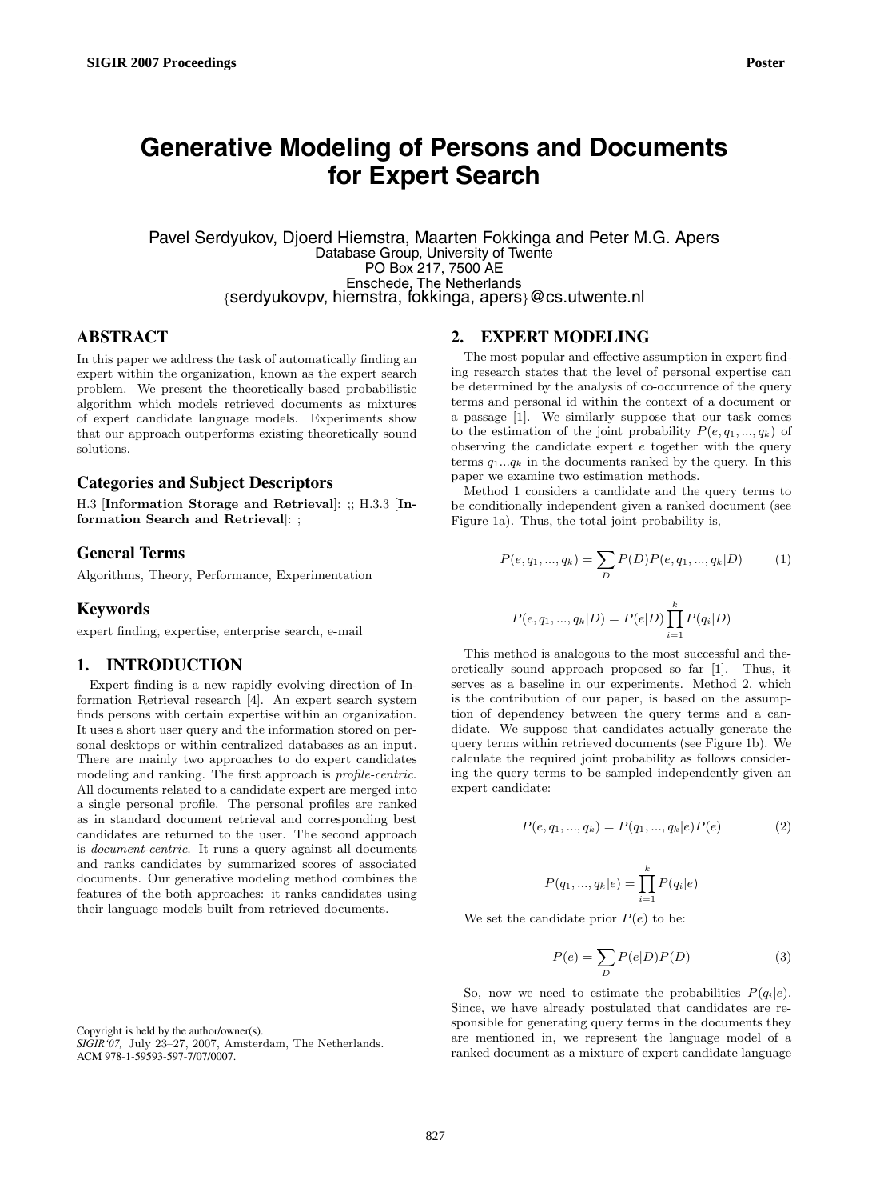# Generative Modeling of Persons and Documents for Expert Search

Pavel Serdyukov, Djoerd Hiemstra, Maarten Fokkinga and Peter M.G. Apers
Database Group, University of Twente
PO Box 217, 7500 AE
Enschede, The Netherlands
{serdyukovpv, hiemstra, fokkinga, apers}@cs.utwente.nl

## ABSTRACT

In this paper we address the task of automatically finding an expert within the organization, known as the expert search problem. We present the theoretically-based probabilistic algorithm which models retrieved documents as mixtures of expert candidate language models. Experiments show that our approach outperforms existing theoretically sound solutions.

### Categories and Subject Descriptors

H.3 [**Information Storage and Retrieval**]: ;; H.3.3 [**Information Search and Retrieval**]: ;

### General Terms

Algorithms, Theory, Performance, Experimentation

### Keywords

expert finding, expertise, enterprise search, e-mail

## 1. INTRODUCTION

Expert finding is a new rapidly evolving direction of Information Retrieval research [4]. An expert search system finds persons with certain expertise within an organization. It uses a short user query and the information stored on personal desktops or within centralized databases as an input. There are mainly two approaches to do expert candidates modeling and ranking. The first approach is *profile-centric*. All documents related to a candidate expert are merged into a single personal profile. The personal profiles are ranked as in standard document retrieval and corresponding best candidates are returned to the user. The second approach is *document-centric*. It runs a query against all documents and ranks candidates by summarized scores of associated documents. Our generative modeling method combines the features of the both approaches: it ranks candidates using their language models built from retrieved documents.

Copyright is held by the author/owner(s).
*SIGIR'07,* July 23–27, 2007, Amsterdam, The Netherlands.
ACM 978-1-59593-597-7/07/0007.

## 2. EXPERT MODELING

The most popular and effective assumption in expert finding research states that the level of personal expertise can be determined by the analysis of co-occurrence of the query terms and personal id within the context of a document or a passage [1]. We similarly suppose that our task comes to the estimation of the joint probability $P(e, q_1, ..., q_k)$ of observing the candidate expert $e$ together with the query terms $q_1 ... q_k$ in the documents ranked by the query. In this paper we examine two estimation methods.

Method 1 considers a candidate and the query terms to be conditionally independent given a ranked document (see Figure 1a). Thus, the total joint probability is,

$$P(e, q_1, ..., q_k) = \sum_D P(D) P(e, q_1, ..., q_k|D) \qquad (1)$$

$$P(e, q_1, ..., q_k|D) = P(e|D) \prod_{i=1}^{k} P(q_i|D)$$

This method is analogous to the most successful and theoretically sound approach proposed so far [1]. Thus, it serves as a baseline in our experiments. Method 2, which is the contribution of our paper, is based on the assumption of dependency between the query terms and a candidate. We suppose that candidates actually generate the query terms within retrieved documents (see Figure 1b). We calculate the required joint probability as follows considering the query terms to be sampled independently given an expert candidate:

$$P(e, q_1, ..., q_k) = P(q_1, ..., q_k|e) P(e) \qquad (2)$$

$$P(q_1, ..., q_k|e) = \prod_{i=1}^{k} P(q_i|e)$$

We set the candidate prior $P(e)$ to be:

$$P(e) = \sum_D P(e|D) P(D) \qquad (3)$$

So, now we need to estimate the probabilities $P(q_i|e)$. Since, we have already postulated that candidates are responsible for generating query terms in the documents they are mentioned in, we represent the language model of a ranked document as a mixture of expert candidate language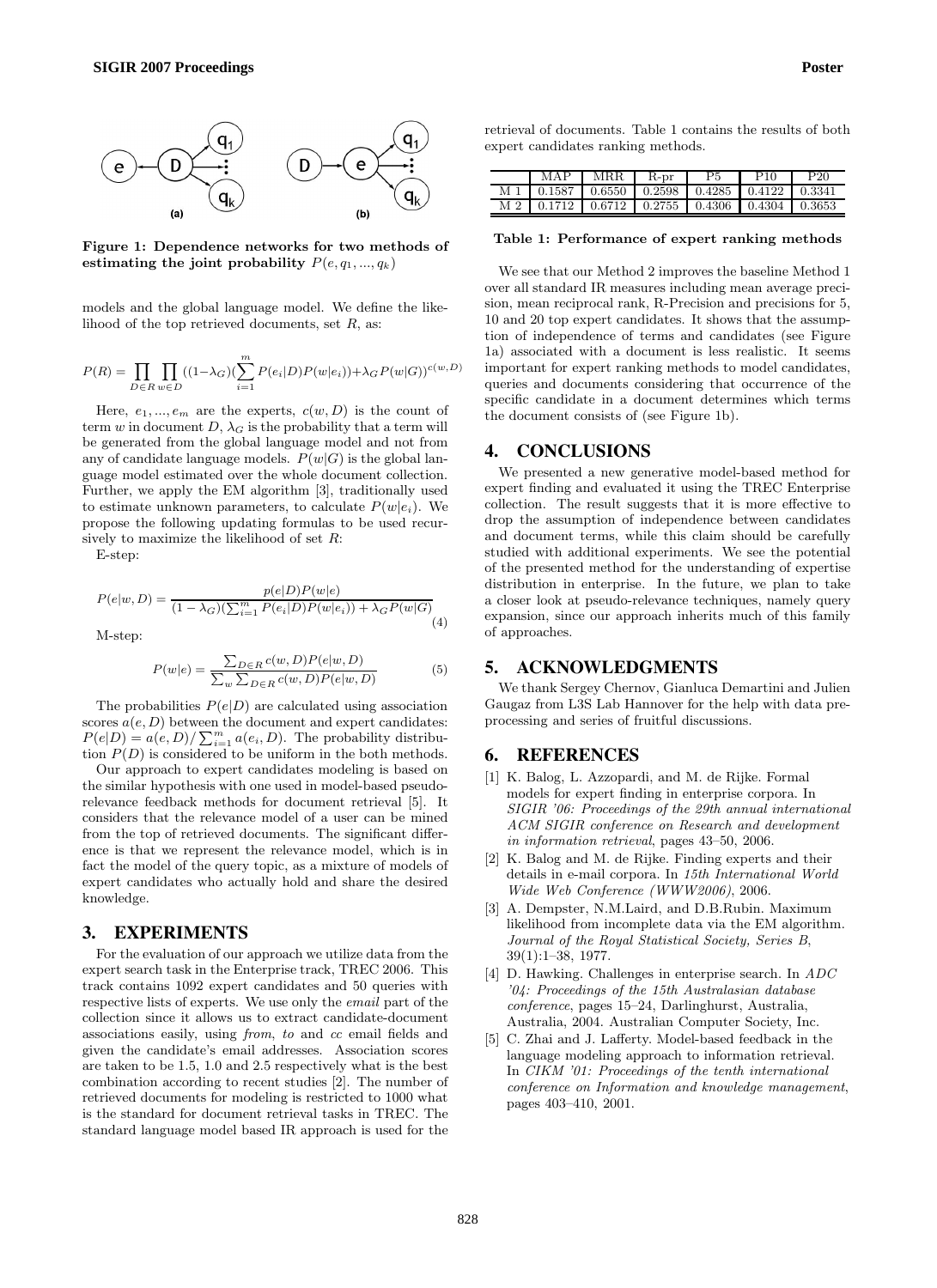(a) e ← D → q1 ... qk

(b) D → e → q1 ... qk

**Figure 1: Dependence networks for two methods of estimating the joint probability $P(e, q_1, ..., q_k)$**

models and the global language model. We define the likelihood of the top retrieved documents, set $R$, as:

$$P(R) = \prod_{D \in R} \prod_{w \in D} ((1-\lambda_G)(\sum_{i=1}^{m} P(e_i|D)P(w|e_i)) + \lambda_G P(w|G))^{c(w,D)}$$

Here, $e_1, ..., e_m$ are the experts, $c(w, D)$ is the count of term $w$ in document $D$, $\lambda_G$ is the probability that a term will be generated from the global language model and not from any of candidate language models. $P(w|G)$ is the global language model estimated over the whole document collection. Further, we apply the EM algorithm [3], traditionally used to estimate unknown parameters, to calculate $P(w|e_i)$. We propose the following updating formulas to be used recursively to maximize the likelihood of set $R$:

E-step:

$$P(e|w, D) = \frac{p(e|D)P(w|e)}{(1-\lambda_G)(\sum_{i=1}^{m} P(e_i|D)P(w|e_i)) + \lambda_G P(w|G)} \quad (4)$$

M-step:

$$P(w|e) = \frac{\sum_{D \in R} c(w, D)P(e|w, D)}{\sum_{w} \sum_{D \in R} c(w, D)P(e|w, D)} \quad (5)$$

The probabilities $P(e|D)$ are calculated using association scores $a(e, D)$ between the document and expert candidates: $P(e|D) = a(e, D)/\sum_{i=1}^{m} a(e_i, D)$. The probability distribution $P(D)$ is considered to be uniform in the both methods.

Our approach to expert candidates modeling is based on the similar hypothesis with one used in model-based pseudo-relevance feedback methods for document retrieval [5]. It considers that the relevance model of a user can be mined from the top of retrieved documents. The significant difference is that we represent the relevance model, which is in fact the model of the query topic, as a mixture of models of expert candidates who actually hold and share the desired knowledge.

## 3. EXPERIMENTS

For the evaluation of our approach we utilize data from the expert search task in the Enterprise track, TREC 2006. This track contains 1092 expert candidates and 50 queries with respective lists of experts. We use only the *email* part of the collection since it allows us to extract candidate-document associations easily, using *from*, *to* and *cc* email fields and given the candidate's email addresses. Association scores are taken to be 1.5, 1.0 and 2.5 respectively what is the best combination according to recent studies [2]. The number of retrieved documents for modeling is restricted to 1000 what is the standard for document retrieval tasks in TREC. The standard language model based IR approach is used for the retrieval of documents. Table 1 contains the results of both expert candidates ranking methods.

| | MAP | MRR | R-pr | P5 | P10 | P20 |
|---|---|---|---|---|---|---|
| M 1 | 0.1587 | 0.6550 | 0.2598 | 0.4285 | 0.4122 | 0.3341 |
| M 2 | 0.1712 | 0.6712 | 0.2755 | 0.4306 | 0.4304 | 0.3653 |

**Table 1: Performance of expert ranking methods**

We see that our Method 2 improves the baseline Method 1 over all standard IR measures including mean average precision, mean reciprocal rank, R-Precision and precisions for 5, 10 and 20 top expert candidates. It shows that the assumption of independence of terms and candidates (see Figure 1a) associated with a document is less realistic. It seems important for expert ranking methods to model candidates, queries and documents considering that occurrence of the specific candidate in a document determines which terms the document consists of (see Figure 1b).

## 4. CONCLUSIONS

We presented a new generative model-based method for expert finding and evaluated it using the TREC Enterprise collection. The result suggests that it is more effective to drop the assumption of independence between candidates and document terms, while this claim should be carefully studied with additional experiments. We see the potential of the presented method for the understanding of expertise distribution in enterprise. In the future, we plan to take a closer look at pseudo-relevance techniques, namely query expansion, since our approach inherits much of this family of approaches.

## 5. ACKNOWLEDGMENTS

We thank Sergey Chernov, Gianluca Demartini and Julien Gaugaz from L3S Lab Hannover for the help with data preprocessing and series of fruitful discussions.

## 6. REFERENCES

[1] K. Balog, L. Azzopardi, and M. de Rijke. Formal models for expert finding in enterprise corpora. In *SIGIR '06: Proceedings of the 29th annual international ACM SIGIR conference on Research and development in information retrieval*, pages 43–50, 2006.

[2] K. Balog and M. de Rijke. Finding experts and their details in e-mail corpora. In *15th International World Wide Web Conference (WWW2006)*, 2006.

[3] A. Dempster, N.M.Laird, and D.B.Rubin. Maximum likelihood from incomplete data via the EM algorithm. *Journal of the Royal Statistical Society, Series B*, 39(1):1–38, 1977.

[4] D. Hawking. Challenges in enterprise search. In *ADC '04: Proceedings of the 15th Australasian database conference*, pages 15–24, Darlinghurst, Australia, Australia, 2004. Australian Computer Society, Inc.

[5] C. Zhai and J. Lafferty. Model-based feedback in the language modeling approach to information retrieval. In *CIKM '01: Proceedings of the tenth international conference on Information and knowledge management*, pages 403–410, 2001.